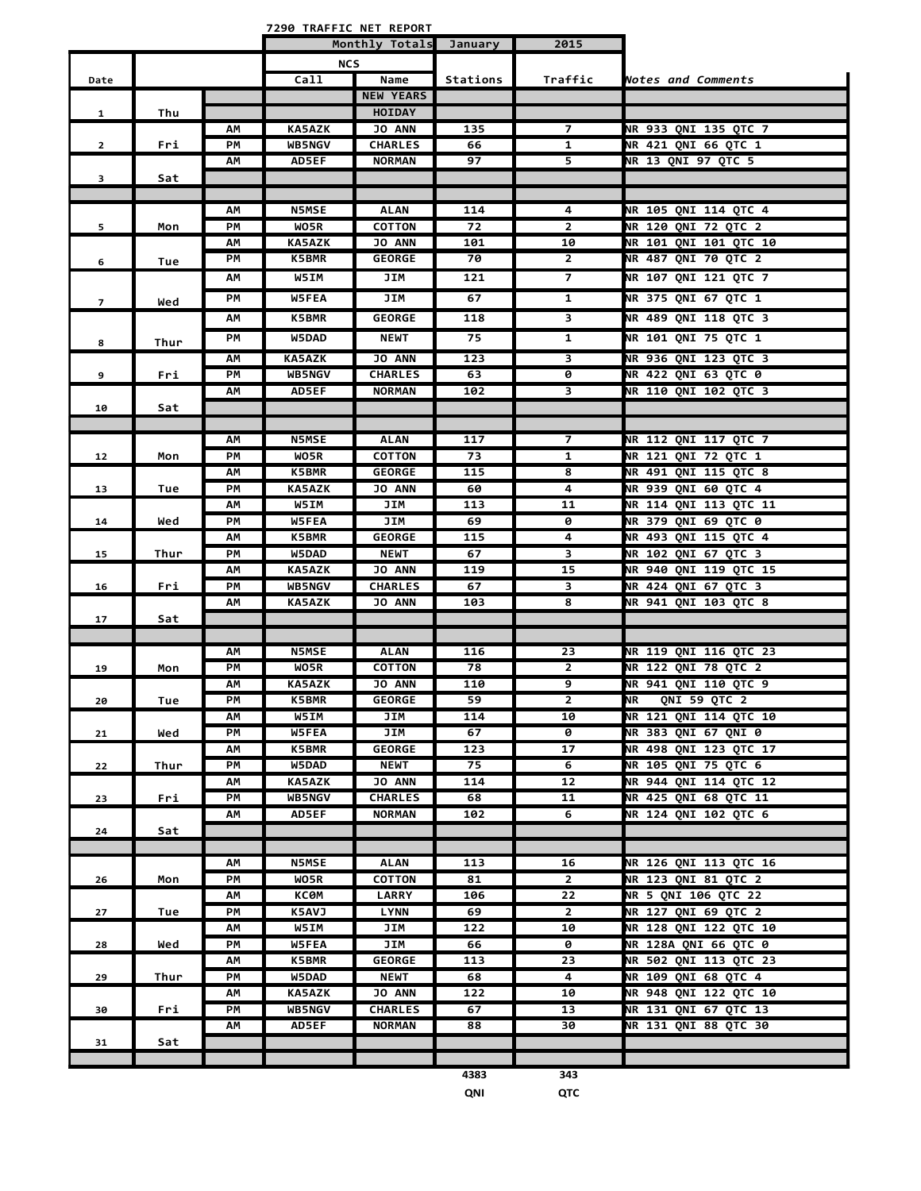# 7290 TRAFFIC NET REPORT

| | | | Monthly Totals | | January | 2015 | |
|---|---|---|---|---|---|---|---|
| | | | NCS | | | | |
| Date | | | Call | Name | Stations | Traffic | *Notes and Comments* |
| 1 | Thu | | | NEW YEARS HOIDAY | | | |
| 2 | Fri | AM | KA5AZK | JO ANN | 135 | 7 | NR 933 QNI 135 QTC 7 |
| | | PM | WB5NGV | CHARLES | 66 | 1 | NR 421 QNI 66 QTC 1 |
| 3 | Sat | AM | AD5EF | NORMAN | 97 | 5 | NR 13 QNI 97 QTC 5 |
| | | | | | | | |
| 5 | Mon | AM | N5MSE | ALAN | 114 | 4 | NR 105 QNI 114 QTC 4 |
| | | PM | WO5R | COTTON | 72 | 2 | NR 120 QNI 72 QTC 2 |
| 6 | Tue | AM | KA5AZK | JO ANN | 101 | 10 | NR 101 QNI 101 QTC 10 |
| | | PM | K5BMR | GEORGE | 70 | 2 | NR 487 QNI 70 QTC 2 |
| 7 | Wed | AM | W5IM | JIM | 121 | 7 | NR 107 QNI 121 QTC 7 |
| | | PM | W5FEA | JIM | 67 | 1 | NR 375 QNI 67 QTC 1 |
| 8 | Thur | AM | K5BMR | GEORGE | 118 | 3 | NR 489 QNI 118 QTC 3 |
| | | PM | W5DAD | NEWT | 75 | 1 | NR 101 QNI 75 QTC 1 |
| 9 | Fri | AM | KA5AZK | JO ANN | 123 | 3 | NR 936 QNI 123 QTC 3 |
| | | PM | WB5NGV | CHARLES | 63 | 0 | NR 422 QNI 63 QTC 0 |
| 10 | Sat | AM | AD5EF | NORMAN | 102 | 3 | NR 110 QNI 102 QTC 3 |
| | | | | | | | |
| 12 | Mon | AM | N5MSE | ALAN | 117 | 7 | NR 112 QNI 117 QTC 7 |
| | | PM | WO5R | COTTON | 73 | 1 | NR 121 QNI 72 QTC 1 |
| 13 | Tue | AM | K5BMR | GEORGE | 115 | 8 | NR 491 QNI 115 QTC 8 |
| | | PM | KA5AZK | JO ANN | 60 | 4 | NR 939 QNI 60 QTC 4 |
| 14 | Wed | AM | W5IM | JIM | 113 | 11 | NR 114 QNI 113 QTC 11 |
| | | PM | W5FEA | JIM | 69 | 0 | NR 379 QNI 69 QTC 0 |
| 15 | Thur | AM | K5BMR | GEORGE | 115 | 4 | NR 493 QNI 115 QTC 4 |
| | | PM | W5DAD | NEWT | 67 | 3 | NR 102 QNI 67 QTC 3 |
| 16 | Fri | AM | KA5AZK | JO ANN | 119 | 15 | NR 940 QNI 119 QTC 15 |
| | | PM | WB5NGV | CHARLES | 67 | 3 | NR 424 QNI 67 QTC 3 |
| 17 | Sat | AM | KA5AZK | JO ANN | 103 | 8 | NR 941 QNI 103 QTC 8 |
| | | | | | | | |
| 19 | Mon | AM | N5MSE | ALAN | 116 | 23 | NR 119 QNI 116 QTC 23 |
| | | PM | WO5R | COTTON | 78 | 2 | NR 122 QNI 78 QTC 2 |
| 20 | Tue | AM | KA5AZK | JO ANN | 110 | 9 | NR 941 QNI 110 QTC 9 |
| | | PM | K5BMR | GEORGE | 59 | 2 | NR QNI 59 QTC 2 |
| 21 | Wed | AM | W5IM | JIM | 114 | 10 | NR 121 QNI 114 QTC 10 |
| | | PM | W5FEA | JIM | 67 | 0 | NR 383 QNI 67 QNI 0 |
| 22 | Thur | AM | K5BMR | GEORGE | 123 | 17 | NR 498 QNI 123 QTC 17 |
| | | PM | W5DAD | NEWT | 75 | 6 | NR 105 QNI 75 QTC 6 |
| 23 | Fri | AM | KA5AZK | JO ANN | 114 | 12 | NR 944 QNI 114 QTC 12 |
| | | PM | WB5NGV | CHARLES | 68 | 11 | NR 425 QNI 68 QTC 11 |
| 24 | Sat | AM | AD5EF | NORMAN | 102 | 6 | NR 124 QNI 102 QTC 6 |
| | | | | | | | |
| 26 | Mon | AM | N5MSE | ALAN | 113 | 16 | NR 126 QNI 113 QTC 16 |
| | | PM | WO5R | COTTON | 81 | 2 | NR 123 QNI 81 QTC 2 |
| 27 | Tue | AM | KCØM | LARRY | 106 | 22 | NR 5 QNI 106 QTC 22 |
| | | PM | K5AVJ | LYNN | 69 | 2 | NR 127 QNI 69 QTC 2 |
| 28 | Wed | AM | W5IM | JIM | 122 | 10 | NR 128 QNI 122 QTC 10 |
| | | PM | W5FEA | JIM | 66 | 0 | NR 128A QNI 66 QTC 0 |
| 29 | Thur | AM | K5BMR | GEORGE | 113 | 23 | NR 502 QNI 113 QTC 23 |
| | | PM | W5DAD | NEWT | 68 | 4 | NR 109 QNI 68 QTC 4 |
| 30 | Fri | AM | KA5AZK | JO ANN | 122 | 10 | NR 948 QNI 122 QTC 10 |
| | | PM | WB5NGV | CHARLES | 67 | 13 | NR 131 QNI 67 QTC 13 |
| 31 | Sat | AM | AD5EF | NORMAN | 88 | 30 | NR 131 QNI 88 QTC 30 |
| | | | | | | | |
| | | | | | 4383 | 343 | |
| | | | | | QNI | QTC | |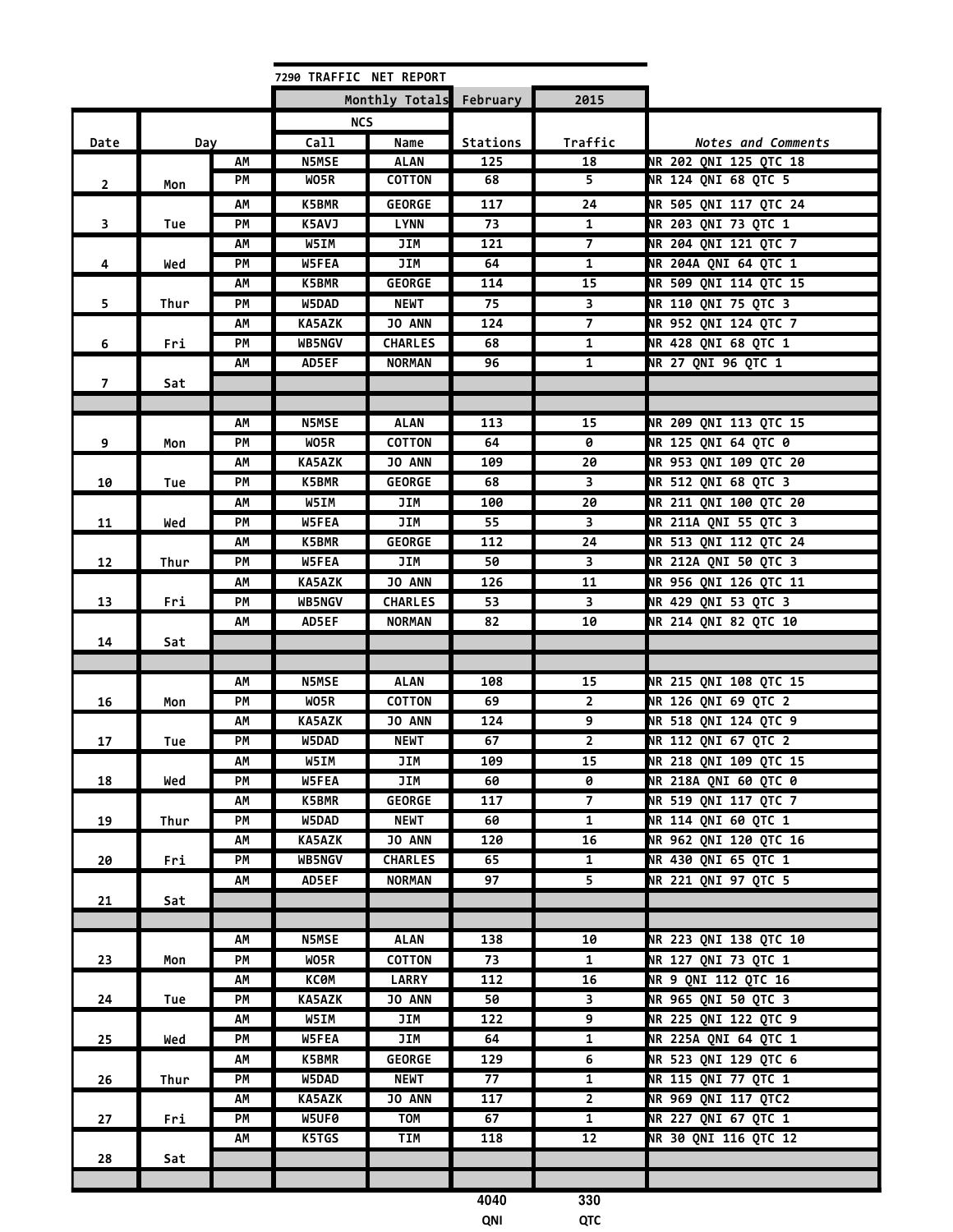7290 TRAFFIC NET REPORT

| | | | Monthly Totals | | February | 2015 | |
|---|---|---|---|---|---|---|---|
| | | | NCS | | | | |
| Date | Day | | Call | Name | Stations | Traffic | *Notes and Comments* |
| 2 | Mon | AM | N5MSE | ALAN | 125 | 18 | NR 202 QNI 125 QTC 18 |
| | | PM | WO5R | COTTON | 68 | 5 | NR 124 QNI 68 QTC 5 |
| 3 | Tue | AM | K5BMR | GEORGE | 117 | 24 | NR 505 QNI 117 QTC 24 |
| | | PM | K5AVJ | LYNN | 73 | 1 | NR 203 QNI 73 QTC 1 |
| 4 | Wed | AM | W5IM | JIM | 121 | 7 | NR 204 QNI 121 QTC 7 |
| | | PM | W5FEA | JIM | 64 | 1 | NR 204A QNI 64 QTC 1 |
| 5 | Thur | AM | K5BMR | GEORGE | 114 | 15 | NR 509 QNI 114 QTC 15 |
| | | PM | W5DAD | NEWT | 75 | 3 | NR 110 QNI 75 QTC 3 |
| 6 | Fri | AM | KA5AZK | JO ANN | 124 | 7 | NR 952 QNI 124 QTC 7 |
| | | PM | WB5NGV | CHARLES | 68 | 1 | NR 428 QNI 68 QTC 1 |
| 7 | Sat | AM | AD5EF | NORMAN | 96 | 1 | NR 27 QNI 96 QTC 1 |
| | | | | | | | |
| | | | | | | | |
| 9 | Mon | AM | N5MSE | ALAN | 113 | 15 | NR 209 QNI 113 QTC 15 |
| | | PM | WO5R | COTTON | 64 | 0 | NR 125 QNI 64 QTC 0 |
| 10 | Tue | AM | KA5AZK | JO ANN | 109 | 20 | NR 953 QNI 109 QTC 20 |
| | | PM | K5BMR | GEORGE | 68 | 3 | NR 512 QNI 68 QTC 3 |
| 11 | Wed | AM | W5IM | JIM | 100 | 20 | NR 211 QNI 100 QTC 20 |
| | | PM | W5FEA | JIM | 55 | 3 | NR 211A QNI 55 QTC 3 |
| 12 | Thur | AM | K5BMR | GEORGE | 112 | 24 | NR 513 QNI 112 QTC 24 |
| | | PM | W5FEA | JIM | 50 | 3 | NR 212A QNI 50 QTC 3 |
| 13 | Fri | AM | KA5AZK | JO ANN | 126 | 11 | NR 956 QNI 126 QTC 11 |
| | | PM | WB5NGV | CHARLES | 53 | 3 | NR 429 QNI 53 QTC 3 |
| 14 | Sat | AM | AD5EF | NORMAN | 82 | 10 | NR 214 QNI 82 QTC 10 |
| | | | | | | | |
| | | | | | | | |
| 16 | Mon | AM | N5MSE | ALAN | 108 | 15 | NR 215 QNI 108 QTC 15 |
| | | PM | WO5R | COTTON | 69 | 2 | NR 126 QNI 69 QTC 2 |
| 17 | Tue | AM | KA5AZK | JO ANN | 124 | 9 | NR 518 QNI 124 QTC 9 |
| | | PM | W5DAD | NEWT | 67 | 2 | NR 112 QNI 67 QTC 2 |
| 18 | Wed | AM | W5IM | JIM | 109 | 15 | NR 218 QNI 109 QTC 15 |
| | | PM | W5FEA | JIM | 60 | 0 | NR 218A QNI 60 QTC 0 |
| 19 | Thur | AM | K5BMR | GEORGE | 117 | 7 | NR 519 QNI 117 QTC 7 |
| | | PM | W5DAD | NEWT | 60 | 1 | NR 114 QNI 60 QTC 1 |
| 20 | Fri | AM | KA5AZK | JO ANN | 120 | 16 | NR 962 QNI 120 QTC 16 |
| | | PM | WB5NGV | CHARLES | 65 | 1 | NR 430 QNI 65 QTC 1 |
| 21 | Sat | AM | AD5EF | NORMAN | 97 | 5 | NR 221 QNI 97 QTC 5 |
| | | | | | | | |
| | | | | | | | |
| 23 | Mon | AM | N5MSE | ALAN | 138 | 10 | NR 223 QNI 138 QTC 10 |
| | | PM | WO5R | COTTON | 73 | 1 | NR 127 QNI 73 QTC 1 |
| 24 | Tue | AM | KC0M | LARRY | 112 | 16 | NR 9 QNI 112 QTC 16 |
| | | PM | KA5AZK | JO ANN | 50 | 3 | NR 965 QNI 50 QTC 3 |
| 25 | Wed | AM | W5IM | JIM | 122 | 9 | NR 225 QNI 122 QTC 9 |
| | | PM | W5FEA | JIM | 64 | 1 | NR 225A QNI 64 QTC 1 |
| 26 | Thur | AM | K5BMR | GEORGE | 129 | 6 | NR 523 QNI 129 QTC 6 |
| | | PM | W5DAD | NEWT | 77 | 1 | NR 115 QNI 77 QTC 1 |
| 27 | Fri | AM | KA5AZK | JO ANN | 117 | 2 | NR 969 QNI 117 QTC2 |
| | | PM | W5UF0 | TOM | 67 | 1 | NR 227 QNI 67 QTC 1 |
| 28 | Sat | AM | K5TGS | TIM | 118 | 12 | NR 30 QNI 116 QTC 12 |
| | | | | | | | |
| | | | | | | | |
| | | | | | 4040 | 330 | |
| | | | | | QNI | QTC | |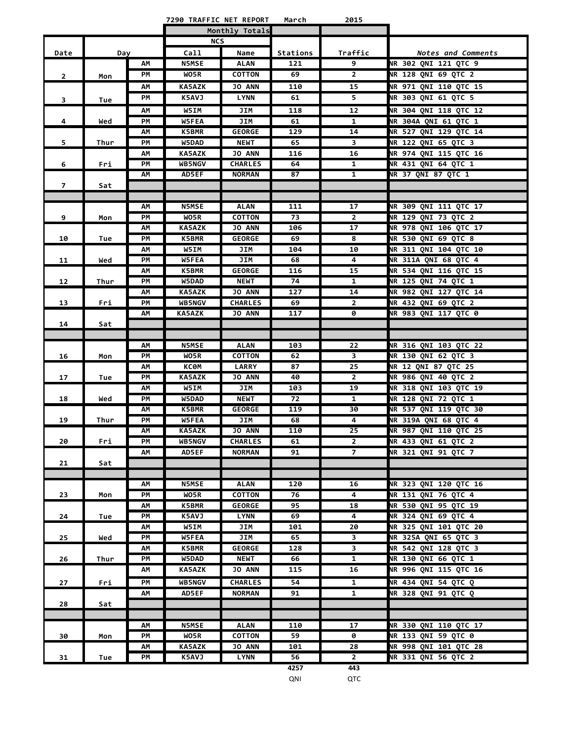**7290 TRAFFIC NET REPORT March 2015**

| Date | Day | | NCS Call | Name | Stations | Traffic | Notes and Comments |
|---|---|---|---|---|---|---|---|
| | | | | Monthly Totals | | | |
| 2 | Mon | AM | N5MSE | ALAN | 121 | 9 | NR 302 QNI 121 QTC 9 |
| | | PM | WO5R | COTTON | 69 | 2 | NR 128 QNI 69 QTC 2 |
| 3 | Tue | AM | KA5AZK | JO ANN | 110 | 15 | NR 971 QNI 110 QTC 15 |
| | | PM | K5AVJ | LYNN | 61 | 5 | NR 303 QNI 61 QTC 5 |
| 4 | Wed | AM | W5IM | JIM | 118 | 12 | NR 304 QNI 118 QTC 12 |
| | | PM | W5FEA | JIM | 61 | 1 | NR 304A QNI 61 QTC 1 |
| 5 | Thur | AM | K5BMR | GEORGE | 129 | 14 | NR 527 QNI 129 QTC 14 |
| | | PM | W5DAD | NEWT | 65 | 3 | NR 122 QNI 65 QTC 3 |
| 6 | Fri | AM | KA5AZK | JO ANN | 116 | 16 | NR 974 QNI 115 QTC 16 |
| | | PM | WB5NGV | CHARLES | 64 | 1 | NR 431 QNI 64 QTC 1 |
| 7 | Sat | AM | AD5EF | NORMAN | 87 | 1 | NR 37 QNI 87 QTC 1 |
| 9 | Mon | AM | N5MSE | ALAN | 111 | 17 | NR 309 QNI 111 QTC 17 |
| | | PM | WO5R | COTTON | 73 | 2 | NR 129 QNI 73 QTC 2 |
| 10 | Tue | AM | KA5AZK | JO ANN | 106 | 17 | NR 978 QNI 106 QTC 17 |
| | | PM | K5BMR | GEORGE | 69 | 8 | NR 530 QNI 69 QTC 8 |
| 11 | Wed | AM | W5IM | JIM | 104 | 10 | NR 311 QNI 104 QTC 10 |
| | | PM | W5FEA | JIM | 68 | 4 | NR 311A QNI 68 QTC 4 |
| 12 | Thur | AM | K5BMR | GEORGE | 116 | 15 | NR 534 QNI 116 QTC 15 |
| | | PM | W5DAD | NEWT | 74 | 1 | NR 125 QNI 74 QTC 1 |
| 13 | Fri | AM | KA5AZK | JO ANN | 127 | 14 | NR 982 QNI 127 QTC 14 |
| | | PM | WB5NGV | CHARLES | 69 | 2 | NR 432 QNI 69 QTC 2 |
| 14 | Sat | AM | KA5AZK | JO ANN | 117 | 0 | NR 983 QNI 117 QTC 0 |
| 16 | Mon | AM | N5MSE | ALAN | 103 | 22 | NR 316 QNI 103 QTC 22 |
| | | PM | WO5R | COTTON | 62 | 3 | NR 130 QNI 62 QTC 3 |
| 17 | Tue | AM | KC0M | LARRY | 87 | 25 | NR 12 QNI 87 QTC 25 |
| | | PM | KA5AZK | JO ANN | 40 | 2 | NR 986 QNI 40 QTC 2 |
| 18 | Wed | AM | W5IM | JIM | 103 | 19 | NR 318 QNI 103 QTC 19 |
| | | PM | W5DAD | NEWT | 72 | 1 | NR 128 QNI 72 QTC 1 |
| 19 | Thur | AM | K5BMR | GEORGE | 119 | 30 | NR 537 QNI 119 QTC 30 |
| | | PM | W5FEA | JIM | 68 | 4 | NR 319A QNI 68 QTC 4 |
| 20 | Fri | AM | KA5AZK | JO ANN | 110 | 25 | NR 987 QNI 110 QTC 25 |
| | | PM | WB5NGV | CHARLES | 61 | 2 | NR 433 QNI 61 QTC 2 |
| 21 | Sat | AM | AD5EF | NORMAN | 91 | 7 | NR 321 QNI 91 QTC 7 |
| 23 | Mon | AM | N5MSE | ALAN | 120 | 16 | NR 323 QNI 120 QTC 16 |
| | | PM | WO5R | COTTON | 76 | 4 | NR 131 QNI 76 QTC 4 |
| 24 | Tue | AM | K5BMR | GEORGE | 95 | 18 | NR 530 QNI 95 QTC 19 |
| | | PM | K5AVJ | LYNN | 69 | 4 | NR 324 QNI 69 QTC 4 |
| 25 | Wed | AM | W5IM | JIM | 101 | 20 | NR 325 QNI 101 QTC 20 |
| | | PM | W5FEA | JIM | 65 | 3 | NR 325A QNI 65 QTC 3 |
| 26 | Thur | AM | K5BMR | GEORGE | 128 | 3 | NR 542 QNI 128 QTC 3 |
| | | PM | W5DAD | NEWT | 66 | 1 | NR 130 QNI 66 QTC 1 |
| 27 | Fri | AM | KA5AZK | JO ANN | 115 | 16 | NR 996 QNI 115 QTC 16 |
| | | PM | WB5NGV | CHARLES | 54 | 1 | NR 434 QNI 54 QTC Q |
| 28 | Sat | AM | AD5EF | NORMAN | 91 | 1 | NR 328 QNI 91 QTC Q |
| 30 | Mon | AM | N5MSE | ALAN | 110 | 17 | NR 330 QNI 110 QTC 17 |
| | | PM | WO5R | COTTON | 59 | 0 | NR 133 QNI 59 QTC 0 |
| 31 | Tue | AM | KA5AZK | JO ANN | 101 | 28 | NR 998 QNI 101 QTC 28 |
| | | PM | K5AVJ | LYNN | 56 | 2 | NR 331 QNI 56 QTC 2 |
| | | | | | 4257 QNI | 443 QTC | |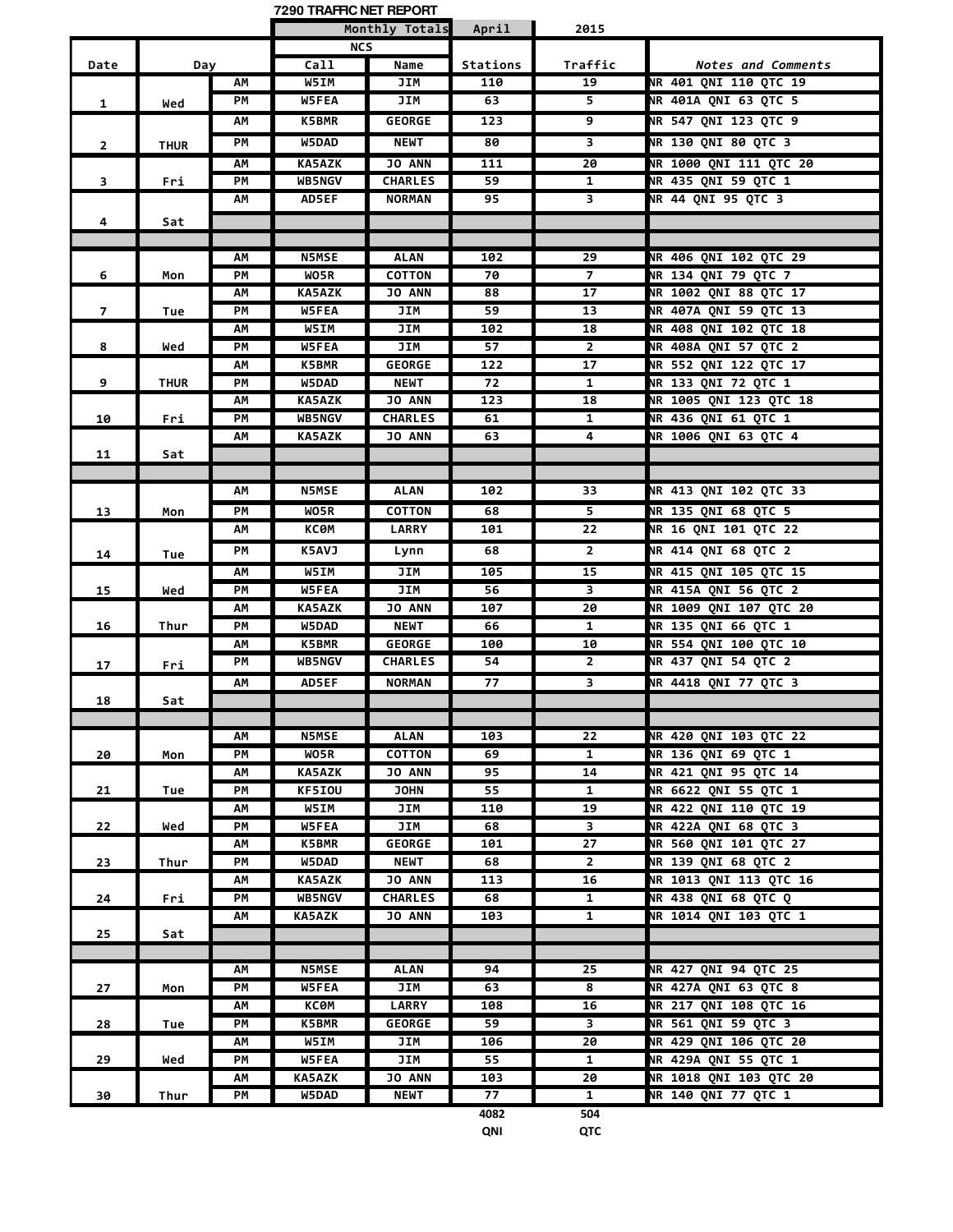# 7290 TRAFFIC NET REPORT

| Date | Day | | NCS Call | NCS Name | Stations | Traffic | Notes and Comments |
|---|---|---|---|---|---|---|---|
| | | | Monthly Totals | | April | 2015 | |
| 1 | Wed | AM | W5IM | JIM | 110 | 19 | NR 401 QNI 110 QTC 19 |
| | | PM | W5FEA | JIM | 63 | 5 | NR 401A QNI 63 QTC 5 |
| 2 | THUR | AM | K5BMR | GEORGE | 123 | 9 | NR 547 QNI 123 QTC 9 |
| | | PM | W5DAD | NEWT | 80 | 3 | NR 130 QNI 80 QTC 3 |
| 3 | Fri | AM | KA5AZK | JO ANN | 111 | 20 | NR 1000 QNI 111 QTC 20 |
| | | PM | WB5NGV | CHARLES | 59 | 1 | NR 435 QNI 59 QTC 1 |
| 4 | Sat | AM | AD5EF | NORMAN | 95 | 3 | NR 44 QNI 95 QTC 3 |
| 6 | Mon | AM | N5MSE | ALAN | 102 | 29 | NR 406 QNI 102 QTC 29 |
| | | PM | WO5R | COTTON | 70 | 7 | NR 134 QNI 79 QTC 7 |
| 7 | Tue | AM | KA5AZK | JO ANN | 88 | 17 | NR 1002 QNI 88 QTC 17 |
| | | PM | W5FEA | JIM | 59 | 13 | NR 407A QNI 59 QTC 13 |
| 8 | Wed | AM | W5IM | JIM | 102 | 18 | NR 408 QNI 102 QTC 18 |
| | | PM | W5FEA | JIM | 57 | 2 | NR 408A QNI 57 QTC 2 |
| 9 | THUR | AM | K5BMR | GEORGE | 122 | 17 | NR 552 QNI 122 QTC 17 |
| | | PM | W5DAD | NEWT | 72 | 1 | NR 133 QNI 72 QTC 1 |
| 10 | Fri | AM | KA5AZK | JO ANN | 123 | 18 | NR 1005 QNI 123 QTC 18 |
| | | PM | WB5NGV | CHARLES | 61 | 1 | NR 436 QNI 61 QTC 1 |
| 11 | Sat | AM | KA5AZK | JO ANN | 63 | 4 | NR 1006 QNI 63 QTC 4 |
| 13 | Mon | AM | N5MSE | ALAN | 102 | 33 | NR 413 QNI 102 QTC 33 |
| | | PM | WO5R | COTTON | 68 | 5 | NR 135 QNI 68 QTC 5 |
| 14 | Tue | AM | KC0M | LARRY | 101 | 22 | NR 16 QNI 101 QTC 22 |
| | | PM | K5AVJ | Lynn | 68 | 2 | NR 414 QNI 68 QTC 2 |
| 15 | Wed | AM | W5IM | JIM | 105 | 15 | NR 415 QNI 105 QTC 15 |
| | | PM | W5FEA | JIM | 56 | 3 | NR 415A QNI 56 QTC 2 |
| 16 | Thur | AM | KA5AZK | JO ANN | 107 | 20 | NR 1009 QNI 107 QTC 20 |
| | | PM | W5DAD | NEWT | 66 | 1 | NR 135 QNI 66 QTC 1 |
| 17 | Fri | AM | K5BMR | GEORGE | 100 | 10 | NR 554 QNI 100 QTC 10 |
| | | PM | WB5NGV | CHARLES | 54 | 2 | NR 437 QNI 54 QTC 2 |
| 18 | Sat | AM | AD5EF | NORMAN | 77 | 3 | NR 4418 QNI 77 QTC 3 |
| 20 | Mon | AM | N5MSE | ALAN | 103 | 22 | NR 420 QNI 103 QTC 22 |
| | | PM | WO5R | COTTON | 69 | 1 | NR 136 QNI 69 QTC 1 |
| 21 | Tue | AM | KA5AZK | JO ANN | 95 | 14 | NR 421 QNI 95 QTC 14 |
| | | PM | KF5IOU | JOHN | 55 | 1 | NR 6622 QNI 55 QTC 1 |
| 22 | Wed | AM | W5IM | JIM | 110 | 19 | NR 422 QNI 110 QTC 19 |
| | | PM | W5FEA | JIM | 68 | 3 | NR 422A QNI 68 QTC 3 |
| 23 | Thur | AM | K5BMR | GEORGE | 101 | 27 | NR 560 QNI 101 QTC 27 |
| | | PM | W5DAD | NEWT | 68 | 2 | NR 139 QNI 68 QTC 2 |
| 24 | Fri | AM | KA5AZK | JO ANN | 113 | 16 | NR 1013 QNI 113 QTC 16 |
| | | PM | WB5NGV | CHARLES | 68 | 1 | NR 438 QNI 68 QTC Q |
| 25 | Sat | AM | KA5AZK | JO ANN | 103 | 1 | NR 1014 QNI 103 QTC 1 |
| 27 | Mon | AM | N5MSE | ALAN | 94 | 25 | NR 427 QNI 94 QTC 25 |
| | | PM | W5FEA | JIM | 63 | 8 | NR 427A QNI 63 QTC 8 |
| 28 | Tue | AM | KC0M | LARRY | 108 | 16 | NR 217 QNI 108 QTC 16 |
| | | PM | K5BMR | GEORGE | 59 | 3 | NR 561 QNI 59 QTC 3 |
| 29 | Wed | AM | W5IM | JIM | 106 | 20 | NR 429 QNI 106 QTC 20 |
| | | PM | W5FEA | JIM | 55 | 1 | NR 429A QNI 55 QTC 1 |
| 30 | Thur | AM | KA5AZK | JO ANN | 103 | 20 | NR 1018 QNI 103 QTC 20 |
| | | PM | W5DAD | NEWT | 77 | 1 | NR 140 QNI 77 QTC 1 |
| | | | | | 4082 QNI | 504 QTC | |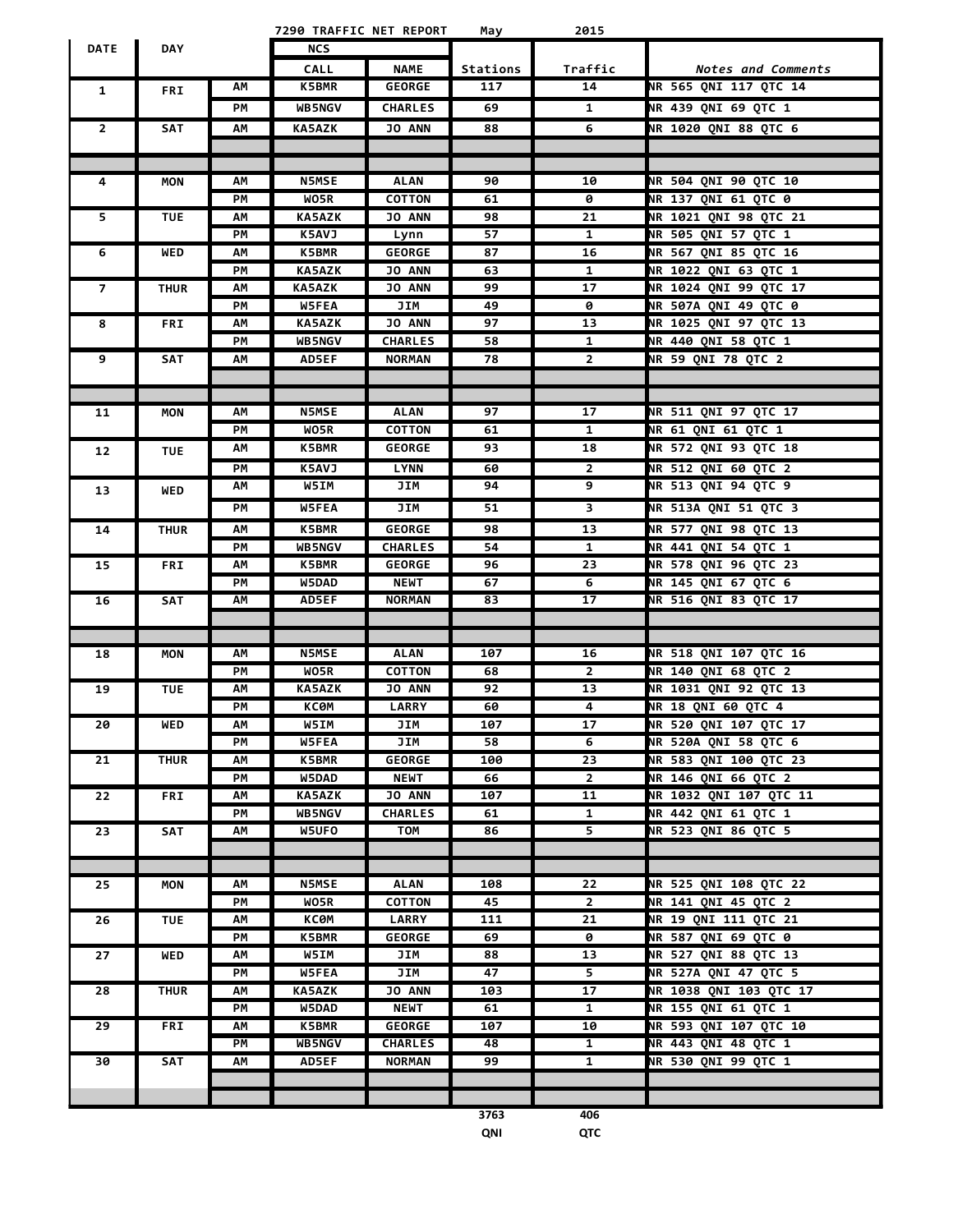# 7290 TRAFFIC NET REPORT May 2015

| DATE | DAY | | NCS CALL | NAME | Stations | Traffic | Notes and Comments |
|---|---|---|---|---|---|---|---|
| 1 | FRI | AM | K5BMR | GEORGE | 117 | 14 | NR 565 QNI 117 QTC 14 |
| | | PM | WB5NGV | CHARLES | 69 | 1 | NR 439 QNI 69 QTC 1 |
| 2 | SAT | AM | KA5AZK | JO ANN | 88 | 6 | NR 1020 QNI 88 QTC 6 |
| | | | | | | | |
| | | | | | | | |
| 4 | MON | AM | N5MSE | ALAN | 90 | 10 | NR 504 QNI 90 QTC 10 |
| | | PM | WO5R | COTTON | 61 | 0 | NR 137 QNI 61 QTC 0 |
| 5 | TUE | AM | KA5AZK | JO ANN | 98 | 21 | NR 1021 QNI 98 QTC 21 |
| | | PM | K5AVJ | Lynn | 57 | 1 | NR 505 QNI 57 QTC 1 |
| 6 | WED | AM | K5BMR | GEORGE | 87 | 16 | NR 567 QNI 85 QTC 16 |
| | | PM | KA5AZK | JO ANN | 63 | 1 | NR 1022 QNI 63 QTC 1 |
| 7 | THUR | AM | KA5AZK | JO ANN | 99 | 17 | NR 1024 QNI 99 QTC 17 |
| | | PM | W5FEA | JIM | 49 | 0 | NR 507A QNI 49 QTC 0 |
| 8 | FRI | AM | KA5AZK | JO ANN | 97 | 13 | NR 1025 QNI 97 QTC 13 |
| | | PM | WB5NGV | CHARLES | 58 | 1 | NR 440 QNI 58 QTC 1 |
| 9 | SAT | AM | AD5EF | NORMAN | 78 | 2 | NR 59 QNI 78 QTC 2 |
| | | | | | | | |
| | | | | | | | |
| 11 | MON | AM | N5MSE | ALAN | 97 | 17 | NR 511 QNI 97 QTC 17 |
| | | PM | WO5R | COTTON | 61 | 1 | NR 61 QNI 61 QTC 1 |
| 12 | TUE | AM | K5BMR | GEORGE | 93 | 18 | NR 572 QNI 93 QTC 18 |
| | | PM | K5AVJ | LYNN | 60 | 2 | NR 512 QNI 60 QTC 2 |
| 13 | WED | AM | W5IM | JIM | 94 | 9 | NR 513 QNI 94 QTC 9 |
| | | PM | W5FEA | JIM | 51 | 3 | NR 513A QNI 51 QTC 3 |
| 14 | THUR | AM | K5BMR | GEORGE | 98 | 13 | NR 577 QNI 98 QTC 13 |
| | | PM | WB5NGV | CHARLES | 54 | 1 | NR 441 QNI 54 QTC 1 |
| 15 | FRI | AM | K5BMR | GEORGE | 96 | 23 | NR 578 QNI 96 QTC 23 |
| | | PM | W5DAD | NEWT | 67 | 6 | NR 145 QNI 67 QTC 6 |
| 16 | SAT | AM | AD5EF | NORMAN | 83 | 17 | NR 516 QNI 83 QTC 17 |
| | | | | | | | |
| | | | | | | | |
| 18 | MON | AM | N5MSE | ALAN | 107 | 16 | NR 518 QNI 107 QTC 16 |
| | | PM | WO5R | COTTON | 68 | 2 | NR 140 QNI 68 QTC 2 |
| 19 | TUE | AM | KA5AZK | JO ANN | 92 | 13 | NR 1031 QNI 92 QTC 13 |
| | | PM | KC0M | LARRY | 60 | 4 | NR 18 QNI 60 QTC 4 |
| 20 | WED | AM | W5IM | JIM | 107 | 17 | NR 520 QNI 107 QTC 17 |
| | | PM | W5FEA | JIM | 58 | 6 | NR 520A QNI 58 QTC 6 |
| 21 | THUR | AM | K5BMR | GEORGE | 100 | 23 | NR 583 QNI 100 QTC 23 |
| | | PM | W5DAD | NEWT | 66 | 2 | NR 146 QNI 66 QTC 2 |
| 22 | FRI | AM | KA5AZK | JO ANN | 107 | 11 | NR 1032 QNI 107 QTC 11 |
| | | PM | WB5NGV | CHARLES | 61 | 1 | NR 442 QNI 61 QTC 1 |
| 23 | SAT | AM | W5UFO | TOM | 86 | 5 | NR 523 QNI 86 QTC 5 |
| | | | | | | | |
| | | | | | | | |
| 25 | MON | AM | N5MSE | ALAN | 108 | 22 | NR 525 QNI 108 QTC 22 |
| | | PM | WO5R | COTTON | 45 | 2 | NR 141 QNI 45 QTC 2 |
| 26 | TUE | AM | KC0M | LARRY | 111 | 21 | NR 19 QNI 111 QTC 21 |
| | | PM | K5BMR | GEORGE | 69 | 0 | NR 587 QNI 69 QTC 0 |
| 27 | WED | AM | W5IM | JIM | 88 | 13 | NR 527 QNI 88 QTC 13 |
| | | PM | W5FEA | JIM | 47 | 5 | NR 527A QNI 47 QTC 5 |
| 28 | THUR | AM | KA5AZK | JO ANN | 103 | 17 | NR 1038 QNI 103 QTC 17 |
| | | PM | W5DAD | NEWT | 61 | 1 | NR 155 QNI 61 QTC 1 |
| 29 | FRI | AM | K5BMR | GEORGE | 107 | 10 | NR 593 QNI 107 QTC 10 |
| | | PM | WB5NGV | CHARLES | 48 | 1 | NR 443 QNI 48 QTC 1 |
| 30 | SAT | AM | AD5EF | NORMAN | 99 | 1 | NR 530 QNI 99 QTC 1 |
| | | | | | | | |
| | | | | | | | |
| | | | | | 3763 | 406 | |
| | | | | | QNI | QTC | |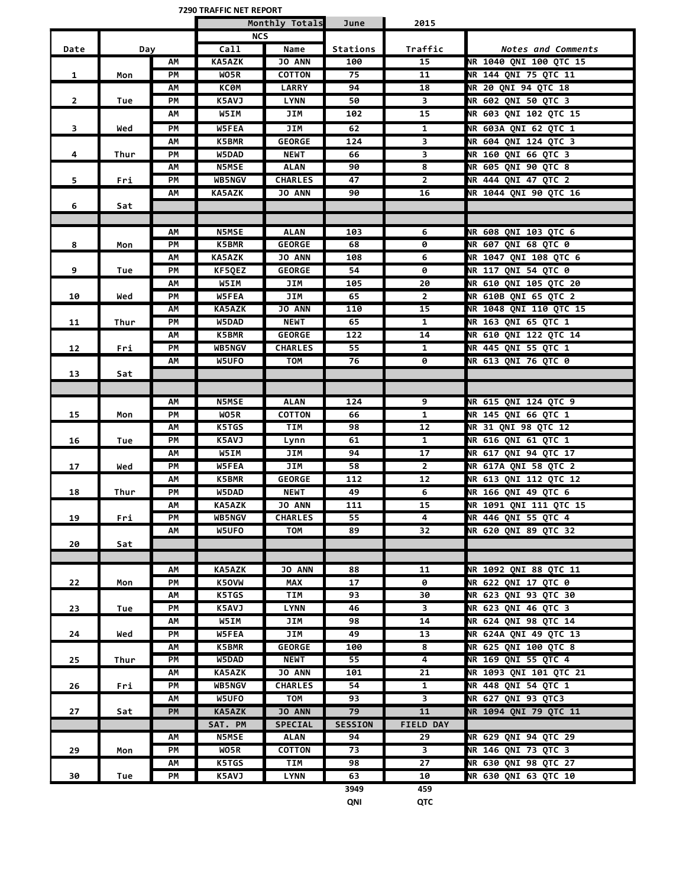**7290 TRAFFIC NET REPORT**

| Date | Day | | NCS Call | NCS Name | Stations | Traffic | Notes and Comments |
|---|---|---|---|---|---|---|---|
| | | | Monthly Totals | | June | 2015 | |
| 1 | Mon | AM | KA5AZK | JO ANN | 100 | 15 | NR 1040 QNI 100 QTC 15 |
| | | PM | WO5R | COTTON | 75 | 11 | NR 144 QNI 75 QTC 11 |
| 2 | Tue | AM | KC0M | LARRY | 94 | 18 | NR 20 QNI 94 QTC 18 |
| | | PM | K5AVJ | LYNN | 50 | 3 | NR 602 QNI 50 QTC 3 |
| 3 | Wed | AM | W5IM | JIM | 102 | 15 | NR 603 QNI 102 QTC 15 |
| | | PM | W5FEA | JIM | 62 | 1 | NR 603A QNI 62 QTC 1 |
| 4 | Thur | AM | K5BMR | GEORGE | 124 | 3 | NR 604 QNI 124 QTC 3 |
| | | PM | W5DAD | NEWT | 66 | 3 | NR 160 QNI 66 QTC 3 |
| 5 | Fri | AM | N5MSE | ALAN | 90 | 8 | NR 605 QNI 90 QTC 8 |
| | | PM | WB5NGV | CHARLES | 47 | 2 | NR 444 QNI 47 QTC 2 |
| 6 | Sat | AM | KA5AZK | JO ANN | 90 | 16 | NR 1044 QNI 90 QTC 16 |
| | | | | | | | |
| | | | | | | | |
| 8 | Mon | AM | N5MSE | ALAN | 103 | 6 | NR 608 QNI 103 QTC 6 |
| | | PM | K5BMR | GEORGE | 68 | 0 | NR 607 QNI 68 QTC 0 |
| 9 | Tue | AM | KA5AZK | JO ANN | 108 | 6 | NR 1047 QNI 108 QTC 6 |
| | | PM | KF5QEZ | GEORGE | 54 | 0 | NR 117 QNI 54 QTC 0 |
| 10 | Wed | AM | W5IM | JIM | 105 | 20 | NR 610 QNI 105 QTC 20 |
| | | PM | W5FEA | JIM | 65 | 2 | NR 610B QNI 65 QTC 2 |
| 11 | Thur | AM | KA5AZK | JO ANN | 110 | 15 | NR 1048 QNI 110 QTC 15 |
| | | PM | W5DAD | NEWT | 65 | 1 | NR 163 QNI 65 QTC 1 |
| 12 | Fri | AM | K5BMR | GEORGE | 122 | 14 | NR 610 QNI 122 QTC 14 |
| | | PM | WB5NGV | CHARLES | 55 | 1 | NR 445 QNI 55 QTC 1 |
| 13 | Sat | AM | W5UFO | TOM | 76 | 0 | NR 613 QNI 76 QTC 0 |
| | | | | | | | |
| | | | | | | | |
| 15 | Mon | AM | N5MSE | ALAN | 124 | 9 | NR 615 QNI 124 QTC 9 |
| | | PM | WO5R | COTTON | 66 | 1 | NR 145 QNI 66 QTC 1 |
| 16 | Tue | AM | K5TGS | TIM | 98 | 12 | NR 31 QNI 98 QTC 12 |
| | | PM | K5AVJ | Lynn | 61 | 1 | NR 616 QNI 61 QTC 1 |
| 17 | Wed | AM | W5IM | JIM | 94 | 17 | NR 617 QNI 94 QTC 17 |
| | | PM | W5FEA | JIM | 58 | 2 | NR 617A QNI 58 QTC 2 |
| 18 | Thur | AM | K5BMR | GEORGE | 112 | 12 | NR 613 QNI 112 QTC 12 |
| | | PM | W5DAD | NEWT | 49 | 6 | NR 166 QNI 49 QTC 6 |
| 19 | Fri | AM | KA5AZK | JO ANN | 111 | 15 | NR 1091 QNI 111 QTC 15 |
| | | PM | WB5NGV | CHARLES | 55 | 4 | NR 446 QNI 55 QTC 4 |
| 20 | Sat | AM | W5UFO | TOM | 89 | 32 | NR 620 QNI 89 QTC 32 |
| | | | | | | | |
| | | | | | | | |
| 22 | Mon | AM | KA5AZK | JO ANN | 88 | 11 | NR 1092 QNI 88 QTC 11 |
| | | PM | K5OVW | MAX | 17 | 0 | NR 622 QNI 17 QTC 0 |
| 23 | Tue | AM | K5TGS | TIM | 93 | 30 | NR 623 QNI 93 QTC 30 |
| | | PM | K5AVJ | LYNN | 46 | 3 | NR 623 QNI 46 QTC 3 |
| 24 | Wed | AM | W5IM | JIM | 98 | 14 | NR 624 QNI 98 QTC 14 |
| | | PM | W5FEA | JIM | 49 | 13 | NR 624A QNI 49 QTC 13 |
| 25 | Thur | AM | K5BMR | GEORGE | 100 | 8 | NR 625 QNI 100 QTC 8 |
| | | PM | W5DAD | NEWT | 55 | 4 | NR 169 QNI 55 QTC 4 |
| 26 | Fri | AM | KA5AZK | JO ANN | 101 | 21 | NR 1093 QNI 101 QTC 21 |
| | | PM | WB5NGV | CHARLES | 54 | 1 | NR 448 QNI 54 QTC 1 |
| 27 | Sat | AM | W5UFO | TOM | 93 | 3 | NR 627 QNI 93 QTC3 |
| | | PM | KA5AZK | JO ANN | 79 | 11 | NR 1094 QNI 79 QTC 11 |
| | | | SAT. PM | SPECIAL | SESSION | FIELD DAY | |
| 29 | Mon | AM | N5MSE | ALAN | 94 | 29 | NR 629 QNI 94 QTC 29 |
| | | PM | WO5R | COTTON | 73 | 3 | NR 146 QNI 73 QTC 3 |
| 30 | Tue | AM | K5TGS | TIM | 98 | 27 | NR 630 QNI 98 QTC 27 |
| | | PM | K5AVJ | LYNN | 63 | 10 | NR 630 QNI 63 QTC 10 |
| | | | | | 3949 QNI | 459 QTC | |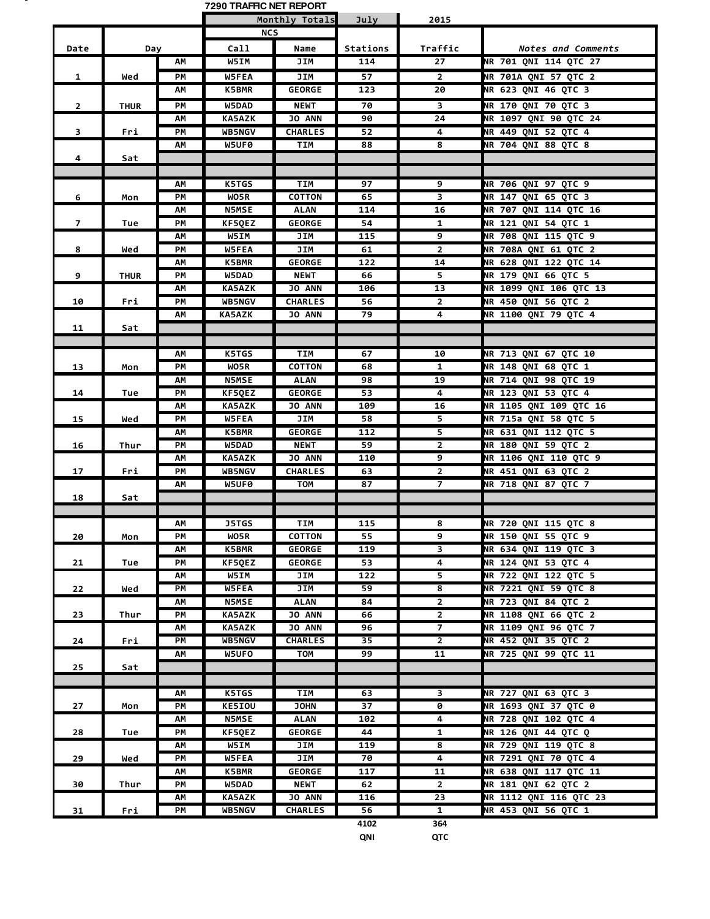# 7290 TRAFFIC NET REPORT

| Date | Day | | NCS Call | NCS Name | Stations | Traffic | Notes and Comments |
|---|---|---|---|---|---|---|---|
| | | | Monthly Totals | | July | 2015 | |
| 1 | Wed | AM | W5IM | JIM | 114 | 27 | NR 701 QNI 114 QTC 27 |
| | | PM | W5FEA | JIM | 57 | 2 | NR 701A QNI 57 QTC 2 |
| 2 | THUR | AM | K5BMR | GEORGE | 123 | 20 | NR 623 QNI 46 QTC 3 |
| | | PM | W5DAD | NEWT | 70 | 3 | NR 170 QNI 70 QTC 3 |
| 3 | Fri | AM | KA5AZK | JO ANN | 90 | 24 | NR 1097 QNI 90 QTC 24 |
| | | PM | WB5NGV | CHARLES | 52 | 4 | NR 449 QNI 52 QTC 4 |
| 4 | Sat | AM | W5UF0 | TIM | 88 | 8 | NR 704 QNI 88 QTC 8 |
| 6 | Mon | AM | K5TGS | TIM | 97 | 9 | NR 706 QNI 97 QTC 9 |
| | | PM | WO5R | COTTON | 65 | 3 | NR 147 QNI 65 QTC 3 |
| 7 | Tue | AM | N5MSE | ALAN | 114 | 16 | NR 707 QNI 114 QTC 16 |
| | | PM | KF5QEZ | GEORGE | 54 | 1 | NR 121 QNI 54 QTC 1 |
| 8 | Wed | AM | W5IM | JIM | 115 | 9 | NR 708 QNI 115 QTC 9 |
| | | PM | W5FEA | JIM | 61 | 2 | NR 708A QNI 61 QTC 2 |
| 9 | THUR | AM | K5BMR | GEORGE | 122 | 14 | NR 628 QNI 122 QTC 14 |
| | | PM | W5DAD | NEWT | 66 | 5 | NR 179 QNI 66 QTC 5 |
| 10 | Fri | AM | KA5AZK | JO ANN | 106 | 13 | NR 1099 QNI 106 QTC 13 |
| | | PM | WB5NGV | CHARLES | 56 | 2 | NR 450 QNI 56 QTC 2 |
| 11 | Sat | AM | KA5AZK | JO ANN | 79 | 4 | NR 1100 QNI 79 QTC 4 |
| 13 | Mon | AM | K5TGS | TIM | 67 | 10 | NR 713 QNI 67 QTC 10 |
| | | PM | WO5R | COTTON | 68 | 1 | NR 148 QNI 68 QTC 1 |
| 14 | Tue | AM | N5MSE | ALAN | 98 | 19 | NR 714 QNI 98 QTC 19 |
| | | PM | KF5QEZ | GEORGE | 53 | 4 | NR 123 QNI 53 QTC 4 |
| 15 | Wed | AM | KA5AZK | JO ANN | 109 | 16 | NR 1105 QNI 109 QTC 16 |
| | | PM | W5FEA | JIM | 58 | 5 | NR 715a QNI 58 QTC 5 |
| 16 | Thur | AM | K5BMR | GEORGE | 112 | 5 | NR 631 QNI 112 QTC 5 |
| | | PM | W5DAD | NEWT | 59 | 2 | NR 180 QNI 59 QTC 2 |
| 17 | Fri | AM | KA5AZK | JO ANN | 110 | 9 | NR 1106 QNI 110 QTC 9 |
| | | PM | WB5NGV | CHARLES | 63 | 2 | NR 451 QNI 63 QTC 2 |
| 18 | Sat | AM | W5UF0 | TOM | 87 | 7 | NR 718 QNI 87 QTC 7 |
| 20 | Mon | AM | J5TGS | TIM | 115 | 8 | NR 720 QNI 115 QTC 8 |
| | | PM | WO5R | COTTON | 55 | 9 | NR 150 QNI 55 QTC 9 |
| 21 | Tue | AM | K5BMR | GEORGE | 119 | 3 | NR 634 QNI 119 QTC 3 |
| | | PM | KF5QEZ | GEORGE | 53 | 4 | NR 124 QNI 53 QTC 4 |
| 22 | Wed | AM | W5IM | JIM | 122 | 5 | NR 722 QNI 122 QTC 5 |
| | | PM | W5FEA | JIM | 59 | 8 | NR 7221 QNI 59 QTC 8 |
| 23 | Thur | AM | N5MSE | ALAN | 84 | 2 | NR 723 QNI 84 QTC 2 |
| | | PM | KA5AZK | JO ANN | 66 | 2 | NR 1108 QNI 66 QTC 2 |
| 24 | Fri | AM | KA5AZK | JO ANN | 96 | 7 | NR 1109 QNI 96 QTC 7 |
| | | PM | WB5NGV | CHARLES | 35 | 2 | NR 452 QNI 35 QTC 2 |
| 25 | Sat | AM | W5UFO | TOM | 99 | 11 | NR 725 QNI 99 QTC 11 |
| 27 | Mon | AM | K5TGS | TIM | 63 | 3 | NR 727 QNI 63 QTC 3 |
| | | PM | KE5IOU | JOHN | 37 | 0 | NR 1693 QNI 37 QTC 0 |
| 28 | Tue | AM | N5MSE | ALAN | 102 | 4 | NR 728 QNI 102 QTC 4 |
| | | PM | KF5QEZ | GEORGE | 44 | 1 | NR 126 QNI 44 QTC Q |
| 29 | Wed | AM | W5IM | JIM | 119 | 8 | NR 729 QNI 119 QTC 8 |
| | | PM | W5FEA | JIM | 70 | 4 | NR 7291 QNI 70 QTC 4 |
| 30 | Thur | AM | K5BMR | GEORGE | 117 | 11 | NR 638 QNI 117 QTC 11 |
| | | PM | W5DAD | NEWT | 62 | 2 | NR 181 QNI 62 QTC 2 |
| 31 | Fri | AM | KA5AZK | JO ANN | 116 | 23 | NR 1112 QNI 116 QTC 23 |
| | | PM | WB5NGV | CHARLES | 56 | 1 | NR 453 QNI 56 QTC 1 |
| | | | | | 4102 QNI | 364 QTC | |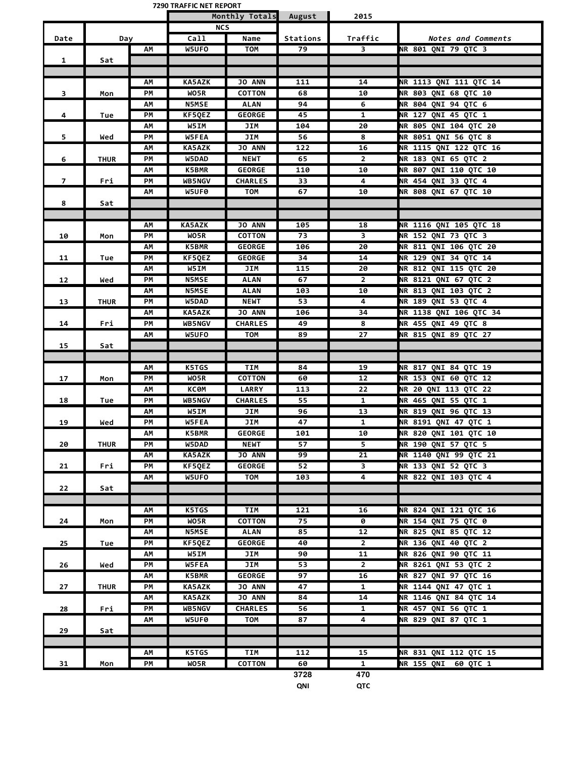**7290 TRAFFIC NET REPORT**

| Date | Day | | NCS Call | NCS Name | Stations | Traffic | *Notes and Comments* |
|---|---|---|---|---|---|---|---|
| | | | Monthly Totals | | August | 2015 | |
| 1 | Sat | AM | W5UFO | TOM | 79 | 3 | NR 801 QNI 79 QTC 3 |
| | | | | | | | |
| | | | | | | | |
| 3 | Mon | AM | KA5AZK | JO ANN | 111 | 14 | NR 1113 QNI 111 QTC 14 |
| | | PM | WO5R | COTTON | 68 | 10 | NR 803 QNI 68 QTC 10 |
| 4 | Tue | AM | N5MSE | ALAN | 94 | 6 | NR 804 QNI 94 QTC 6 |
| | | PM | KF5QEZ | GEORGE | 45 | 1 | NR 127 QNI 45 QTC 1 |
| 5 | Wed | AM | W5IM | JIM | 104 | 20 | NR 805 QNI 104 QTC 20 |
| | | PM | W5FEA | JIM | 56 | 8 | NR 8051 QNI 56 QTC 8 |
| 6 | THUR | AM | KA5AZK | JO ANN | 122 | 16 | NR 1115 QNI 122 QTC 16 |
| | | PM | W5DAD | NEWT | 65 | 2 | NR 183 QNI 65 QTC 2 |
| 7 | Fri | AM | K5BMR | GEORGE | 110 | 10 | NR 807 QNI 110 QTC 10 |
| | | PM | WB5NGV | CHARLES | 33 | 4 | NR 454 QNI 33 QTC 4 |
| 8 | Sat | AM | W5UF0 | TOM | 67 | 10 | NR 808 QNI 67 QTC 10 |
| | | | | | | | |
| | | | | | | | |
| 10 | Mon | AM | KA5AZK | JO ANN | 105 | 18 | NR 1116 QNI 105 QTC 18 |
| | | PM | WO5R | COTTON | 73 | 3 | NR 152 QNI 73 QTC 3 |
| 11 | Tue | AM | K5BMR | GEORGE | 106 | 20 | NR 811 QNI 106 QTC 20 |
| | | PM | KF5QEZ | GEORGE | 34 | 14 | NR 129 QNI 34 QTC 14 |
| 12 | Wed | AM | W5IM | JIM | 115 | 20 | NR 812 QNI 115 QTC 20 |
| | | PM | N5MSE | ALAN | 67 | 2 | NR 8121 QNI 67 QTC 2 |
| 13 | THUR | AM | N5MSE | ALAN | 103 | 10 | NR 813 QNI 103 QTC 2 |
| | | PM | W5DAD | NEWT | 53 | 4 | NR 189 QNI 53 QTC 4 |
| 14 | Fri | AM | KA5AZK | JO ANN | 106 | 34 | NR 1138 QNI 106 QTC 34 |
| | | PM | WB5NGV | CHARLES | 49 | 8 | NR 455 QNI 49 QTC 8 |
| 15 | Sat | AM | W5UFO | TOM | 89 | 27 | NR 815 QNI 89 QTC 27 |
| | | | | | | | |
| | | | | | | | |
| 17 | Mon | AM | K5TGS | TIM | 84 | 19 | NR 817 QNI 84 QTC 19 |
| | | PM | WO5R | COTTON | 60 | 12 | NR 153 QNI 60 QTC 12 |
| 18 | Tue | AM | KC0M | LARRY | 113 | 22 | NR 20 QNI 113 QTC 22 |
| | | PM | WB5NGV | CHARLES | 55 | 1 | NR 465 QNI 55 QTC 1 |
| 19 | Wed | AM | W5IM | JIM | 96 | 13 | NR 819 QNI 96 QTC 13 |
| | | PM | W5FEA | JIM | 47 | 1 | NR 8191 QNI 47 QTC 1 |
| 20 | THUR | AM | K5BMR | GEORGE | 101 | 10 | NR 820 QNI 101 QTC 10 |
| | | PM | W5DAD | NEWT | 57 | 5 | NR 190 QNI 57 QTC 5 |
| 21 | Fri | AM | KA5AZK | JO ANN | 99 | 21 | NR 1140 QNI 99 QTC 21 |
| | | PM | KF5QEZ | GEORGE | 52 | 3 | NR 133 QNI 52 QTC 3 |
| 22 | Sat | AM | W5UFO | TOM | 103 | 4 | NR 822 QNI 103 QTC 4 |
| | | | | | | | |
| | | | | | | | |
| 24 | Mon | AM | K5TGS | TIM | 121 | 16 | NR 824 QNI 121 QTC 16 |
| | | PM | WO5R | COTTON | 75 | 0 | NR 154 QNI 75 QTC 0 |
| 25 | Tue | AM | N5MSE | ALAN | 85 | 12 | NR 825 QNI 85 QTC 12 |
| | | PM | KF5QEZ | GEORGE | 40 | 2 | NR 136 QNI 40 QTC 2 |
| 26 | Wed | AM | W5IM | JIM | 90 | 11 | NR 826 QNI 90 QTC 11 |
| | | PM | W5FEA | JIM | 53 | 2 | NR 8261 QNI 53 QTC 2 |
| 27 | THUR | AM | K5BMR | GEORGE | 97 | 16 | NR 827 QNI 97 QTC 16 |
| | | PM | KA5AZK | JO ANN | 47 | 1 | NR 1144 QNI 47 QTC 1 |
| 28 | Fri | AM | KA5AZK | JO ANN | 84 | 14 | NR 1146 QNI 84 QTC 14 |
| | | PM | WB5NGV | CHARLES | 56 | 1 | NR 457 QNI 56 QTC 1 |
| 29 | Sat | AM | W5UF0 | TOM | 87 | 4 | NR 829 QNI 87 QTC 1 |
| | | | | | | | |
| | | | | | | | |
| 31 | Mon | AM | K5TGS | TIM | 112 | 15 | NR 831 QNI 112 QTC 15 |
| | | PM | WO5R | COTTON | 60 | 1 | NR 155 QNI 60 QTC 1 |
| | | | | | 3728 QNI | 470 QTC | |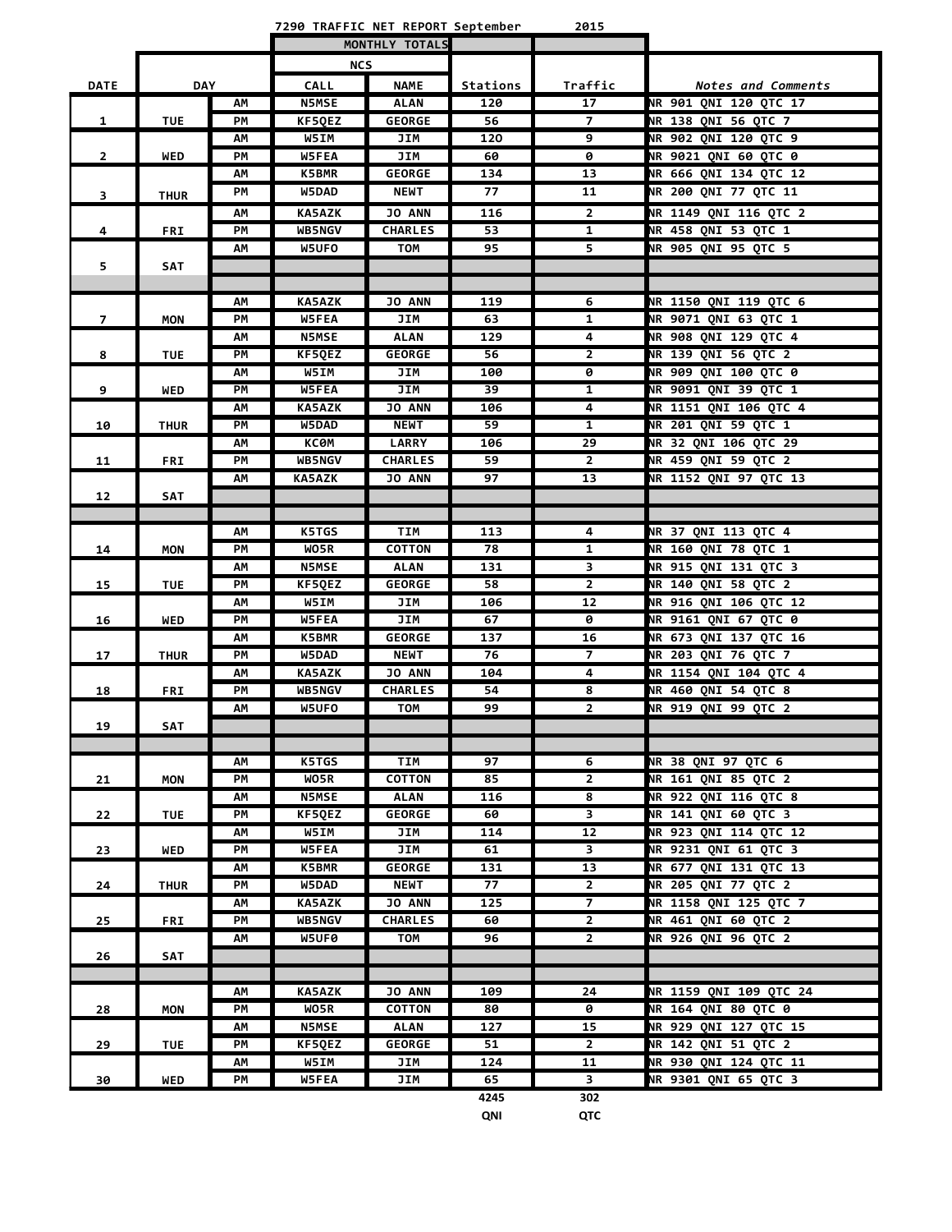# 7290 TRAFFIC NET REPORT September 2015

| DATE | DAY | | NCS CALL | NAME | Stations | Traffic | Notes and Comments |
|---|---|---|---|---|---|---|---|
| | | | | | MONTHLY TOTALS | | |
| 1 | TUE | AM | N5MSE | ALAN | 120 | 17 | NR 901 QNI 120 QTC 17 |
| | | PM | KF5QEZ | GEORGE | 56 | 7 | NR 138 QNI 56 QTC 7 |
| 2 | WED | AM | W5IM | JIM | 120 | 9 | NR 902 QNI 120 QTC 9 |
| | | PM | W5FEA | JIM | 60 | 0 | NR 9021 QNI 60 QTC 0 |
| 3 | THUR | AM | K5BMR | GEORGE | 134 | 13 | NR 666 QNI 134 QTC 12 |
| | | PM | W5DAD | NEWT | 77 | 11 | NR 200 QNI 77 QTC 11 |
| 4 | FRI | AM | KA5AZK | JO ANN | 116 | 2 | NR 1149 QNI 116 QTC 2 |
| | | PM | WB5NGV | CHARLES | 53 | 1 | NR 458 QNI 53 QTC 1 |
| 5 | SAT | AM | W5UFO | TOM | 95 | 5 | NR 905 QNI 95 QTC 5 |
| 7 | MON | AM | KA5AZK | JO ANN | 119 | 6 | NR 1150 QNI 119 QTC 6 |
| | | PM | W5FEA | JIM | 63 | 1 | NR 9071 QNI 63 QTC 1 |
| 8 | TUE | AM | N5MSE | ALAN | 129 | 4 | NR 908 QNI 129 QTC 4 |
| | | PM | KF5QEZ | GEORGE | 56 | 2 | NR 139 QNI 56 QTC 2 |
| 9 | WED | AM | W5IM | JIM | 100 | 0 | NR 909 QNI 100 QTC 0 |
| | | PM | W5FEA | JIM | 39 | 1 | NR 9091 QNI 39 QTC 1 |
| 10 | THUR | AM | KA5AZK | JO ANN | 106 | 4 | NR 1151 QNI 106 QTC 4 |
| | | PM | W5DAD | NEWT | 59 | 1 | NR 201 QNI 59 QTC 1 |
| 11 | FRI | AM | KC0M | LARRY | 106 | 29 | NR 32 QNI 106 QTC 29 |
| | | PM | WB5NGV | CHARLES | 59 | 2 | NR 459 QNI 59 QTC 2 |
| 12 | SAT | AM | KA5AZK | JO ANN | 97 | 13 | NR 1152 QNI 97 QTC 13 |
| 14 | MON | AM | K5TGS | TIM | 113 | 4 | NR 37 QNI 113 QTC 4 |
| | | PM | WO5R | COTTON | 78 | 1 | NR 160 QNI 78 QTC 1 |
| 15 | TUE | AM | N5MSE | ALAN | 131 | 3 | NR 915 QNI 131 QTC 3 |
| | | PM | KF5QEZ | GEORGE | 58 | 2 | NR 140 QNI 58 QTC 2 |
| 16 | WED | AM | W5IM | JIM | 106 | 12 | NR 916 QNI 106 QTC 12 |
| | | PM | W5FEA | JIM | 67 | 0 | NR 9161 QNI 67 QTC 0 |
| 17 | THUR | AM | K5BMR | GEORGE | 137 | 16 | NR 673 QNI 137 QTC 16 |
| | | PM | W5DAD | NEWT | 76 | 7 | NR 203 QNI 76 QTC 7 |
| 18 | FRI | AM | KA5AZK | JO ANN | 104 | 4 | NR 1154 QNI 104 QTC 4 |
| | | PM | WB5NGV | CHARLES | 54 | 8 | NR 460 QNI 54 QTC 8 |
| 19 | SAT | AM | W5UFO | TOM | 99 | 2 | NR 919 QNI 99 QTC 2 |
| 21 | MON | AM | K5TGS | TIM | 97 | 6 | NR 38 QNI 97 QTC 6 |
| | | PM | WO5R | COTTON | 85 | 2 | NR 161 QNI 85 QTC 2 |
| 22 | TUE | AM | N5MSE | ALAN | 116 | 8 | NR 922 QNI 116 QTC 8 |
| | | PM | KF5QEZ | GEORGE | 60 | 3 | NR 141 QNI 60 QTC 3 |
| 23 | WED | AM | W5IM | JIM | 114 | 12 | NR 923 QNI 114 QTC 12 |
| | | PM | W5FEA | JIM | 61 | 3 | NR 9231 QNI 61 QTC 3 |
| 24 | THUR | AM | K5BMR | GEORGE | 131 | 13 | NR 677 QNI 131 QTC 13 |
| | | PM | W5DAD | NEWT | 77 | 2 | NR 205 QNI 77 QTC 2 |
| 25 | FRI | AM | KA5AZK | JO ANN | 125 | 7 | NR 1158 QNI 125 QTC 7 |
| | | PM | WB5NGV | CHARLES | 60 | 2 | NR 461 QNI 60 QTC 2 |
| 26 | SAT | AM | W5UF0 | TOM | 96 | 2 | NR 926 QNI 96 QTC 2 |
| 28 | MON | AM | KA5AZK | JO ANN | 109 | 24 | NR 1159 QNI 109 QTC 24 |
| | | PM | WO5R | COTTON | 80 | 0 | NR 164 QNI 80 QTC 0 |
| 29 | TUE | AM | N5MSE | ALAN | 127 | 15 | NR 929 QNI 127 QTC 15 |
| | | PM | KF5QEZ | GEORGE | 51 | 2 | NR 142 QNI 51 QTC 2 |
| 30 | WED | AM | W5IM | JIM | 124 | 11 | NR 930 QNI 124 QTC 11 |
| | | PM | W5FEA | JIM | 65 | 3 | NR 9301 QNI 65 QTC 3 |
| | | | | | 4245 QNI | 302 QTC | |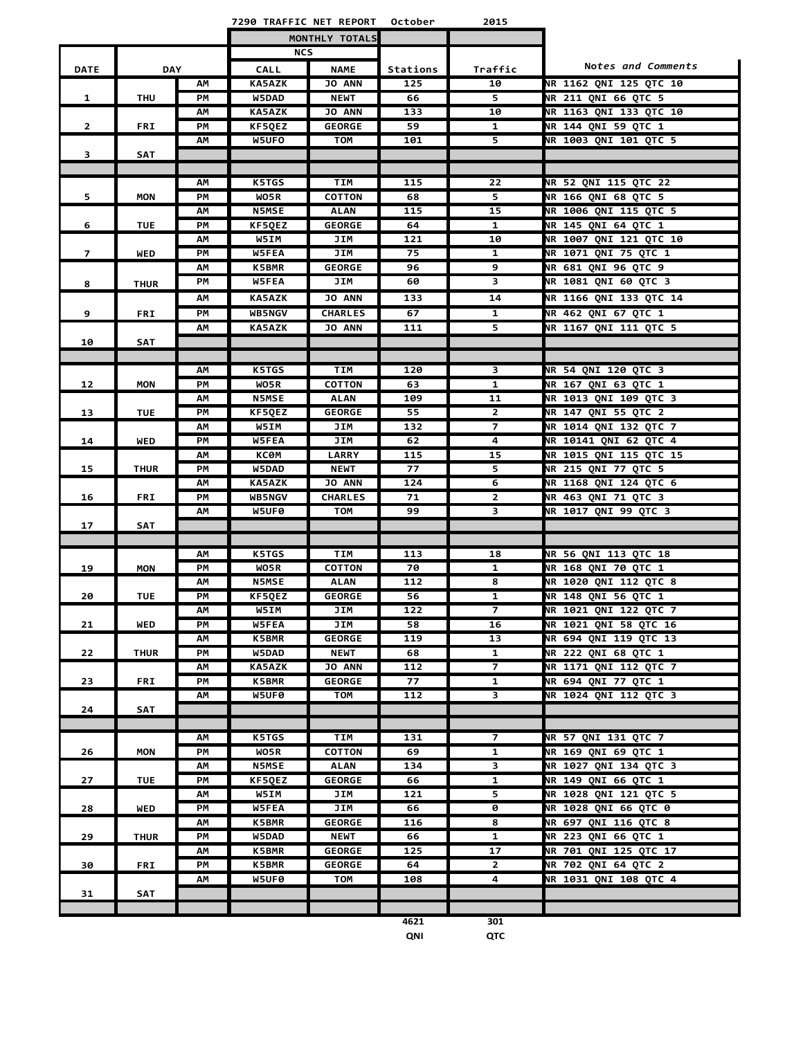# 7290 TRAFFIC NET REPORT October 2015

| DATE | DAY | | NCS CALL | NCS NAME | Stations | Traffic | Notes and Comments |
|---|---|---|---|---|---|---|---|
| | | | | | MONTHLY TOTALS | | |
| 1 | THU | AM | KA5AZK | JO ANN | 125 | 10 | NR 1162 QNI 125 QTC 10 |
| | | PM | W5DAD | NEWT | 66 | 5 | NR 211 QNI 66 QTC 5 |
| 2 | FRI | AM | KA5AZK | JO ANN | 133 | 10 | NR 1163 QNI 133 QTC 10 |
| | | PM | KF5QEZ | GEORGE | 59 | 1 | NR 144 QNI 59 QTC 1 |
| 3 | SAT | AM | W5UFO | TOM | 101 | 5 | NR 1003 QNI 101 QTC 5 |
| | | | | | | | |
| | | | | | | | |
| 5 | MON | AM | K5TGS | TIM | 115 | 22 | NR 52 QNI 115 QTC 22 |
| | | PM | WO5R | COTTON | 68 | 5 | NR 166 QNI 68 QTC 5 |
| 6 | TUE | AM | N5MSE | ALAN | 115 | 15 | NR 1006 QNI 115 QTC 5 |
| | | PM | KF5QEZ | GEORGE | 64 | 1 | NR 145 QNI 64 QTC 1 |
| 7 | WED | AM | W5IM | JIM | 121 | 10 | NR 1007 QNI 121 QTC 10 |
| | | PM | W5FEA | JIM | 75 | 1 | NR 1071 QNI 75 QTC 1 |
| 8 | THUR | AM | K5BMR | GEORGE | 96 | 9 | NR 681 QNI 96 QTC 9 |
| | | PM | W5FEA | JIM | 60 | 3 | NR 1081 QNI 60 QTC 3 |
| 9 | FRI | AM | KA5AZK | JO ANN | 133 | 14 | NR 1166 QNI 133 QTC 14 |
| | | PM | WB5NGV | CHARLES | 67 | 1 | NR 462 QNI 67 QTC 1 |
| 10 | SAT | AM | KA5AZK | JO ANN | 111 | 5 | NR 1167 QNI 111 QTC 5 |
| | | | | | | | |
| | | | | | | | |
| 12 | MON | AM | K5TGS | TIM | 120 | 3 | NR 54 QNI 120 QTC 3 |
| | | PM | WO5R | COTTON | 63 | 1 | NR 167 QNI 63 QTC 1 |
| 13 | TUE | AM | N5MSE | ALAN | 109 | 11 | NR 1013 QNI 109 QTC 3 |
| | | PM | KF5QEZ | GEORGE | 55 | 2 | NR 147 QNI 55 QTC 2 |
| 14 | WED | AM | W5IM | JIM | 132 | 7 | NR 1014 QNI 132 QTC 7 |
| | | PM | W5FEA | JIM | 62 | 4 | NR 10141 QNI 62 QTC 4 |
| 15 | THUR | AM | KC0M | LARRY | 115 | 15 | NR 1015 QNI 115 QTC 15 |
| | | PM | W5DAD | NEWT | 77 | 5 | NR 215 QNI 77 QTC 5 |
| 16 | FRI | AM | KA5AZK | JO ANN | 124 | 6 | NR 1168 QNI 124 QTC 6 |
| | | PM | WB5NGV | CHARLES | 71 | 2 | NR 463 QNI 71 QTC 3 |
| 17 | SAT | AM | W5UF0 | TOM | 99 | 3 | NR 1017 QNI 99 QTC 3 |
| | | | | | | | |
| | | | | | | | |
| 19 | MON | AM | K5TGS | TIM | 113 | 18 | NR 56 QNI 113 QTC 18 |
| | | PM | WO5R | COTTON | 70 | 1 | NR 168 QNI 70 QTC 1 |
| 20 | TUE | AM | N5MSE | ALAN | 112 | 8 | NR 1020 QNI 112 QTC 8 |
| | | PM | KF5QEZ | GEORGE | 56 | 1 | NR 148 QNI 56 QTC 1 |
| 21 | WED | AM | W5IM | JIM | 122 | 7 | NR 1021 QNI 122 QTC 7 |
| | | PM | W5FEA | JIM | 58 | 16 | NR 1021 QNI 58 QTC 16 |
| 22 | THUR | AM | K5BMR | GEORGE | 119 | 13 | NR 694 QNI 119 QTC 13 |
| | | PM | W5DAD | NEWT | 68 | 1 | NR 222 QNI 68 QTC 1 |
| 23 | FRI | AM | KA5AZK | JO ANN | 112 | 7 | NR 1171 QNI 112 QTC 7 |
| | | PM | K5BMR | GEORGE | 77 | 1 | NR 694 QNI 77 QTC 1 |
| 24 | SAT | AM | W5UF0 | TOM | 112 | 3 | NR 1024 QNI 112 QTC 3 |
| | | | | | | | |
| | | | | | | | |
| 26 | MON | AM | K5TGS | TIM | 131 | 7 | NR 57 QNI 131 QTC 7 |
| | | PM | WO5R | COTTON | 69 | 1 | NR 169 QNI 69 QTC 1 |
| 27 | TUE | AM | N5MSE | ALAN | 134 | 3 | NR 1027 QNI 134 QTC 3 |
| | | PM | KF5QEZ | GEORGE | 66 | 1 | NR 149 QNI 66 QTC 1 |
| 28 | WED | AM | W5IM | JIM | 121 | 5 | NR 1028 QNI 121 QTC 5 |
| | | PM | W5FEA | JIM | 66 | 0 | NR 1028 QNI 66 QTC 0 |
| 29 | THUR | AM | K5BMR | GEORGE | 116 | 8 | NR 697 QNI 116 QTC 8 |
| | | PM | W5DAD | NEWT | 66 | 1 | NR 223 QNI 66 QTC 1 |
| 30 | FRI | AM | K5BMR | GEORGE | 125 | 17 | NR 701 QNI 125 QTC 17 |
| | | PM | K5BMR | GEORGE | 64 | 2 | NR 702 QNI 64 QTC 2 |
| 31 | SAT | AM | W5UF0 | TOM | 108 | 4 | NR 1031 QNI 108 QTC 4 |
| | | | | | | | |
| | | | | | | | |
| | | | | | 4621 QNI | 301 QTC | |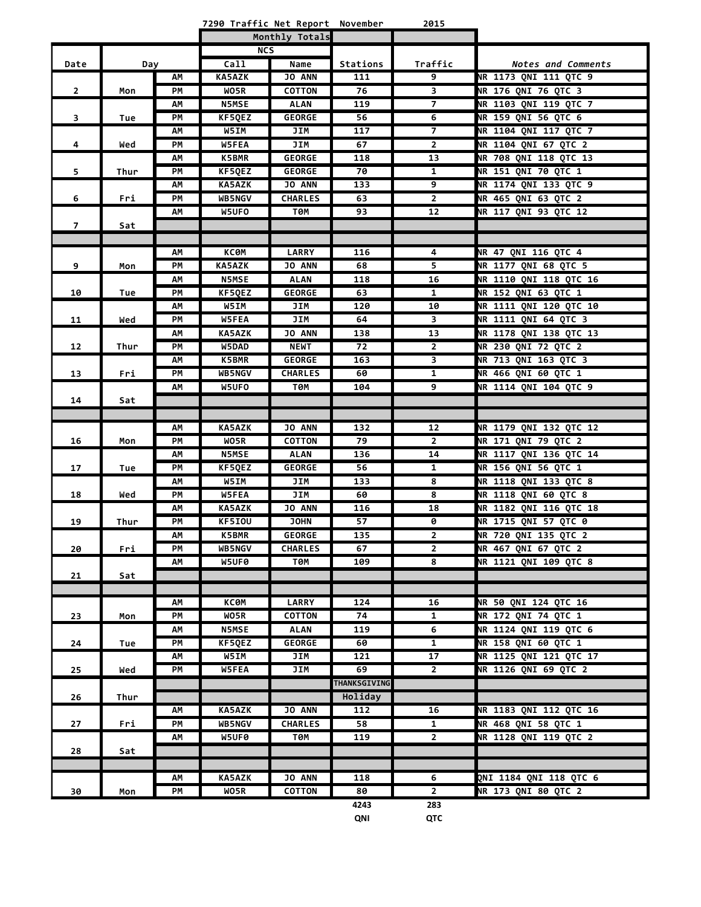7290 Traffic Net Report November 2015

| Date | Day | | NCS Call | Name | Stations | Traffic | Notes and Comments |
|---|---|---|---|---|---|---|---|
| | | | | | Monthly Totals | | |
| 2 | Mon | AM | KA5AZK | JO ANN | 111 | 9 | NR 1173 QNI 111 QTC 9 |
| | | PM | WO5R | COTTON | 76 | 3 | NR 176 QNI 76 QTC 3 |
| 3 | Tue | AM | N5MSE | ALAN | 119 | 7 | NR 1103 QNI 119 QTC 7 |
| | | PM | KF5QEZ | GEORGE | 56 | 6 | NR 159 QNI 56 QTC 6 |
| 4 | Wed | AM | W5IM | JIM | 117 | 7 | NR 1104 QNI 117 QTC 7 |
| | | PM | W5FEA | JIM | 67 | 2 | NR 1104 QNI 67 QTC 2 |
| 5 | Thur | AM | K5BMR | GEORGE | 118 | 13 | NR 708 QNI 118 QTC 13 |
| | | PM | KF5QEZ | GEORGE | 70 | 1 | NR 151 QNI 70 QTC 1 |
| 6 | Fri | AM | KA5AZK | JO ANN | 133 | 9 | NR 1174 QNI 133 QTC 9 |
| | | PM | WB5NGV | CHARLES | 63 | 2 | NR 465 QNI 63 QTC 2 |
| 7 | Sat | AM | W5UFO | TOM | 93 | 12 | NR 117 QNI 93 QTC 12 |
| 9 | Mon | AM | KC0M | LARRY | 116 | 4 | NR 47 QNI 116 QTC 4 |
| | | PM | KA5AZK | JO ANN | 68 | 5 | NR 1177 QNI 68 QTC 5 |
| 10 | Tue | AM | N5MSE | ALAN | 118 | 16 | NR 1110 QNI 118 QTC 16 |
| | | PM | KF5QEZ | GEORGE | 63 | 1 | NR 152 QNI 63 QTC 1 |
| 11 | Wed | AM | W5IM | JIM | 120 | 10 | NR 1111 QNI 120 QTC 10 |
| | | PM | W5FEA | JIM | 64 | 3 | NR 1111 QNI 64 QTC 3 |
| 12 | Thur | AM | KA5AZK | JO ANN | 138 | 13 | NR 1178 QNI 138 QTC 13 |
| | | PM | W5DAD | NEWT | 72 | 2 | NR 230 QNI 72 QTC 2 |
| 13 | Fri | AM | K5BMR | GEORGE | 163 | 3 | NR 713 QNI 163 QTC 3 |
| | | PM | WB5NGV | CHARLES | 60 | 1 | NR 466 QNI 60 QTC 1 |
| 14 | Sat | AM | W5UFO | TOM | 104 | 9 | NR 1114 QNI 104 QTC 9 |
| 16 | Mon | AM | KA5AZK | JO ANN | 132 | 12 | NR 1179 QNI 132 QTC 12 |
| | | PM | WO5R | COTTON | 79 | 2 | NR 171 QNI 79 QTC 2 |
| 17 | Tue | AM | N5MSE | ALAN | 136 | 14 | NR 1117 QNI 136 QTC 14 |
| | | PM | KF5QEZ | GEORGE | 56 | 1 | NR 156 QNI 56 QTC 1 |
| 18 | Wed | AM | W5IM | JIM | 133 | 8 | NR 1118 QNI 133 QTC 8 |
| | | PM | W5FEA | JIM | 60 | 8 | NR 1118 QNI 60 QTC 8 |
| 19 | Thur | AM | KA5AZK | JO ANN | 116 | 18 | NR 1182 QNI 116 QTC 18 |
| | | PM | KF5IOU | JOHN | 57 | 0 | NR 1715 QNI 57 QTC 0 |
| 20 | Fri | AM | K5BMR | GEORGE | 135 | 2 | NR 720 QNI 135 QTC 2 |
| | | PM | WB5NGV | CHARLES | 67 | 2 | NR 467 QNI 67 QTC 2 |
| 21 | Sat | AM | W5UF0 | TOM | 109 | 8 | NR 1121 QNI 109 QTC 8 |
| 23 | Mon | AM | KC0M | LARRY | 124 | 16 | NR 50 QNI 124 QTC 16 |
| | | PM | WO5R | COTTON | 74 | 1 | NR 172 QNI 74 QTC 1 |
| 24 | Tue | AM | N5MSE | ALAN | 119 | 6 | NR 1124 QNI 119 QTC 6 |
| | | PM | KF5QEZ | GEORGE | 60 | 1 | NR 158 QNI 60 QTC 1 |
| 25 | Wed | AM | W5IM | JIM | 121 | 17 | NR 1125 QNI 121 QTC 17 |
| | | PM | W5FEA | JIM | 69 | 2 | NR 1126 QNI 69 QTC 2 |
| 26 | Thur | | | | THANKSGIVING Holiday | | |
| 27 | Fri | AM | KA5AZK | JO ANN | 112 | 16 | NR 1183 QNI 112 QTC 16 |
| | | PM | WB5NGV | CHARLES | 58 | 1 | NR 468 QNI 58 QTC 1 |
| 28 | Sat | AM | W5UF0 | TOM | 119 | 2 | NR 1128 QNI 119 QTC 2 |
| 30 | Mon | AM | KA5AZK | JO ANN | 118 | 6 | QNI 1184 QNI 118 QTC 6 |
| | | PM | WO5R | COTTON | 80 | 2 | NR 173 QNI 80 QTC 2 |
| | | | | | 4243 QNI | 283 QTC | |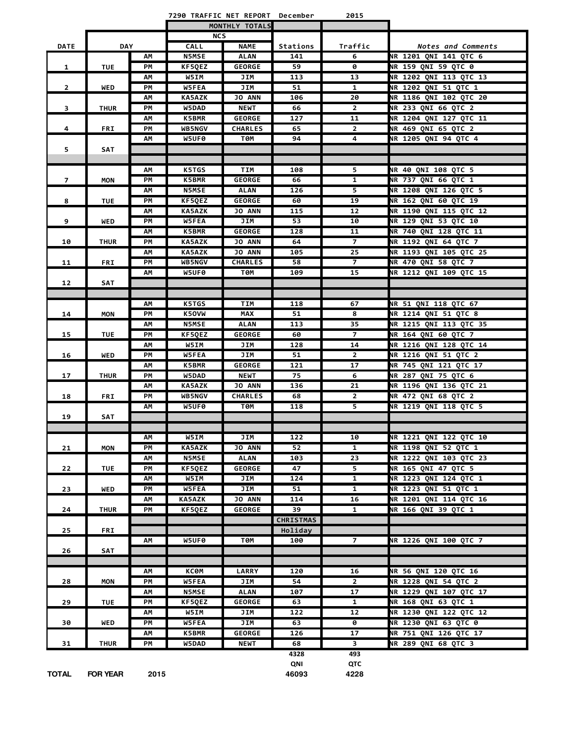7290 TRAFFIC NET REPORT December 2015

| DATE | DAY | | NCS CALL | NAME | Stations | Traffic | Notes and Comments |
|---|---|---|---|---|---|---|---|
| | | | MONTHLY TOTALS | | | | |
| | | AM | N5MSE | ALAN | 141 | 6 | NR 1201 QNI 141 QTC 6 |
| 1 | TUE | PM | KF5QEZ | GEORGE | 59 | 0 | NR 159 QNI 59 QTC 0 |
| | | AM | W5IM | JIM | 113 | 13 | NR 1202 QNI 113 QTC 13 |
| 2 | WED | PM | W5FEA | JIM | 51 | 1 | NR 1202 QNI 51 QTC 1 |
| | | AM | KA5AZK | JO ANN | 106 | 20 | NR 1186 QNI 102 QTC 20 |
| 3 | THUR | PM | W5DAD | NEWT | 66 | 2 | NR 233 QNI 66 QTC 2 |
| | | AM | K5BMR | GEORGE | 127 | 11 | NR 1204 QNI 127 QTC 11 |
| 4 | FRI | PM | WB5NGV | CHARLES | 65 | 2 | NR 469 QNI 65 QTC 2 |
| | | AM | W5UF0 | T0M | 94 | 4 | NR 1205 QNI 94 QTC 4 |
| 5 | SAT | | | | | | |
| | | | | | | | |
| | | AM | K5TGS | TIM | 108 | 5 | NR 40 QNI 108 QTC 5 |
| 7 | MON | PM | K5BMR | GEORGE | 66 | 1 | NR 737 QNI 66 QTC 1 |
| | | AM | N5MSE | ALAN | 126 | 5 | NR 1208 QNI 126 QTC 5 |
| 8 | TUE | PM | KF5QEZ | GEORGE | 60 | 19 | NR 162 QNI 60 QTC 19 |
| | | AM | KA5AZK | JO ANN | 115 | 12 | NR 1190 QNI 115 QTC 12 |
| 9 | WED | PM | W5FEA | JIM | 53 | 10 | NR 129 QNI 53 QTC 10 |
| | | AM | K5BMR | GEORGE | 128 | 11 | NR 740 QNI 128 QTC 11 |
| 10 | THUR | PM | KA5AZK | JO ANN | 64 | 7 | NR 1192 QNI 64 QTC 7 |
| | | AM | KA5AZK | JO ANN | 105 | 25 | NR 1193 QNI 105 QTC 25 |
| 11 | FRI | PM | WB5NGV | CHARLES | 58 | 7 | NR 470 QNI 58 QTC 7 |
| | | AM | W5UF0 | T0M | 109 | 15 | NR 1212 QNI 109 QTC 15 |
| 12 | SAT | | | | | | |
| | | | | | | | |
| | | AM | K5TGS | TIM | 118 | 67 | NR 51 QNI 118 QTC 67 |
| 14 | MON | PM | K5OVW | MAX | 51 | 8 | NR 1214 QNI 51 QTC 8 |
| | | AM | N5MSE | ALAN | 113 | 35 | NR 1215 QNI 113 QTC 35 |
| 15 | TUE | PM | KF5QEZ | GEORGE | 60 | 7 | NR 164 QNI 60 QTC 7 |
| | | AM | W5IM | JIM | 128 | 14 | NR 1216 QNI 128 QTC 14 |
| 16 | WED | PM | W5FEA | JIM | 51 | 2 | NR 1216 QNI 51 QTC 2 |
| | | AM | K5BMR | GEORGE | 121 | 17 | NR 745 QNI 121 QTC 17 |
| 17 | THUR | PM | W5DAD | NEWT | 75 | 6 | NR 287 QNI 75 QTC 6 |
| | | AM | KA5AZK | JO ANN | 136 | 21 | NR 1196 QNI 136 QTC 21 |
| 18 | FRI | PM | WB5NGV | CHARLES | 68 | 2 | NR 472 QNI 68 QTC 2 |
| | | AM | W5UF0 | T0M | 118 | 5 | NR 1219 QNI 118 QTC 5 |
| 19 | SAT | | | | | | |
| | | | | | | | |
| | | AM | W5IM | JIM | 122 | 10 | NR 1221 QNI 122 QTC 10 |
| 21 | MON | PM | KA5AZK | JO ANN | 52 | 1 | NR 1198 QNI 52 QTC 1 |
| | | AM | N5MSE | ALAN | 103 | 23 | NR 1222 QNI 103 QTC 23 |
| 22 | TUE | PM | KF5QEZ | GEORGE | 47 | 5 | NR 165 QNI 47 QTC 5 |
| | | AM | W5IM | JIM | 124 | 1 | NR 1223 QNI 124 QTC 1 |
| 23 | WED | PM | W5FEA | JIM | 51 | 1 | NR 1223 QNI 51 QTC 1 |
| | | AM | KA5AZK | JO ANN | 114 | 16 | NR 1201 QNI 114 QTC 16 |
| 24 | THUR | PM | KF5QEZ | GEORGE | 39 | 1 | NR 166 QNI 39 QTC 1 |
| | | | | | CHRISTMAS | | |
| 25 | FRI | | | | Holiday | | |
| | | AM | W5UF0 | T0M | 100 | 7 | NR 1226 QNI 100 QTC 7 |
| 26 | SAT | | | | | | |
| | | | | | | | |
| | | AM | KC0M | LARRY | 120 | 16 | NR 56 QNI 120 QTC 16 |
| 28 | MON | PM | W5FEA | JIM | 54 | 2 | NR 1228 QNI 54 QTC 2 |
| | | AM | N5MSE | ALAN | 107 | 17 | NR 1229 QNI 107 QTC 17 |
| 29 | TUE | PM | KF5QEZ | GEORGE | 63 | 1 | NR 168 QNI 63 QTC 1 |
| | | AM | W5IM | JIM | 122 | 12 | NR 1230 QNI 122 QTC 12 |
| 30 | WED | PM | W5FEA | JIM | 63 | 0 | NR 1230 QNI 63 QTC 0 |
| | | AM | K5BMR | GEORGE | 126 | 17 | NR 751 QNI 126 QTC 17 |
| 31 | THUR | PM | W5DAD | NEWT | 68 | 3 | NR 289 QNI 68 QTC 3 |
| | | | | | 4328 | 493 | |
| | | | | | QNI | QTC | |
| TOTAL | FOR YEAR | 2015 | | | 46093 | 4228 | |